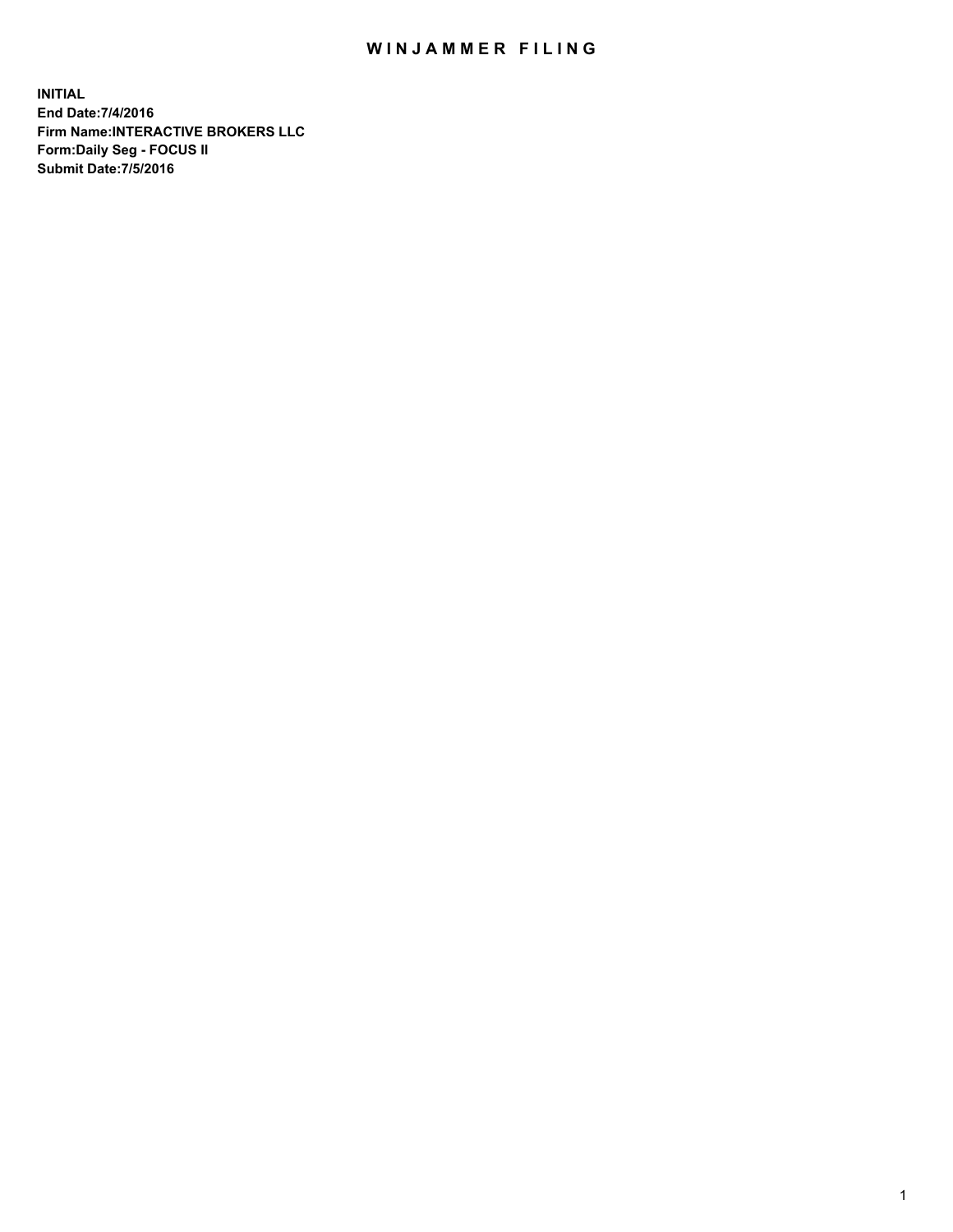# WINJAMMER FILING

**INITIAL**
**End Date:7/4/2016**
**Firm Name:INTERACTIVE BROKERS LLC**
**Form:Daily Seg - FOCUS II**
**Submit Date:7/5/2016**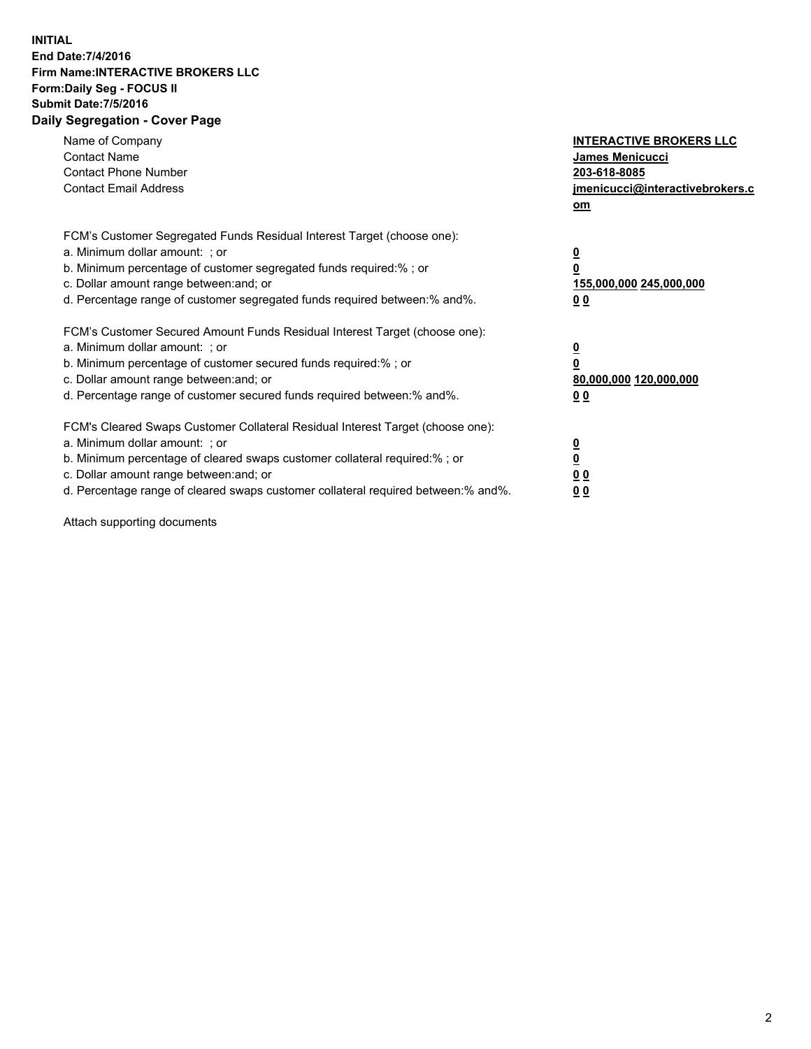**INITIAL**
**End Date:7/4/2016**
**Firm Name:INTERACTIVE BROKERS LLC**
**Form:Daily Seg - FOCUS II**
**Submit Date:7/5/2016**
**Daily Segregation - Cover Page**

| | |
|---|---|
| Name of Company | **INTERACTIVE BROKERS LLC** |
| Contact Name | **James Menicucci** |
| Contact Phone Number | **203-618-8085** |
| Contact Email Address | **jmenicucci@interactivebrokers.com** |

FCM's Customer Segregated Funds Residual Interest Target (choose one):

| | |
|---|---|
| a. Minimum dollar amount: ; or | **0** |
| b. Minimum percentage of customer segregated funds required:% ; or | **0** |
| c. Dollar amount range between:and; or | **155,000,000 245,000,000** |
| d. Percentage range of customer segregated funds required between:% and%. | **0 0** |

FCM's Customer Secured Amount Funds Residual Interest Target (choose one):

| | |
|---|---|
| a. Minimum dollar amount: ; or | **0** |
| b. Minimum percentage of customer secured funds required:% ; or | **0** |
| c. Dollar amount range between:and; or | **80,000,000 120,000,000** |
| d. Percentage range of customer secured funds required between:% and%. | **0 0** |

FCM's Cleared Swaps Customer Collateral Residual Interest Target (choose one):

| | |
|---|---|
| a. Minimum dollar amount: ; or | **0** |
| b. Minimum percentage of cleared swaps customer collateral required:% ; or | **0** |
| c. Dollar amount range between:and; or | **0 0** |
| d. Percentage range of cleared swaps customer collateral required between:% and%. | **0 0** |

Attach supporting documents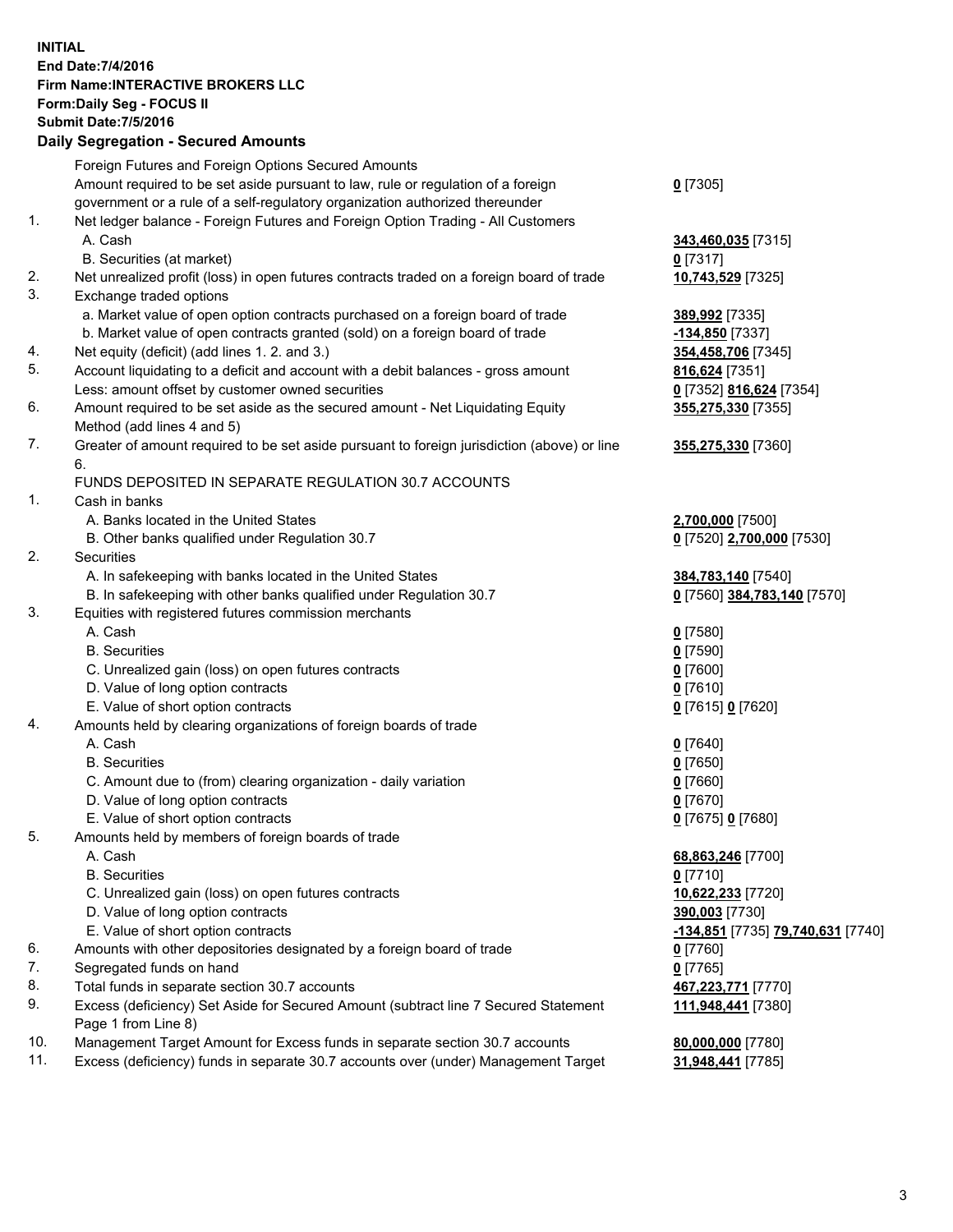**INITIAL**
**End Date:7/4/2016**
**Firm Name:INTERACTIVE BROKERS LLC**
**Form:Daily Seg - FOCUS II**
**Submit Date:7/5/2016**
**Daily Segregation - Secured Amounts**

| | | |
|---|---|---|
| | Foreign Futures and Foreign Options Secured Amounts | |
| | Amount required to be set aside pursuant to law, rule or regulation of a foreign government or a rule of a self-regulatory organization authorized thereunder | **0** [7305] |
| 1. | Net ledger balance - Foreign Futures and Foreign Option Trading - All Customers | |
| | A. Cash | **343,460,035** [7315] |
| | B. Securities (at market) | **0** [7317] |
| 2. | Net unrealized profit (loss) in open futures contracts traded on a foreign board of trade | **10,743,529** [7325] |
| 3. | Exchange traded options | |
| | a. Market value of open option contracts purchased on a foreign board of trade | **389,992** [7335] |
| | b. Market value of open contracts granted (sold) on a foreign board of trade | **-134,850** [7337] |
| 4. | Net equity (deficit) (add lines 1. 2. and 3.) | **354,458,706** [7345] |
| 5. | Account liquidating to a deficit and account with a debit balances - gross amount | **816,624** [7351] |
| | Less: amount offset by customer owned securities | **0** [7352] **816,624** [7354] |
| 6. | Amount required to be set aside as the secured amount - Net Liquidating Equity Method (add lines 4 and 5) | **355,275,330** [7355] |
| 7. | Greater of amount required to be set aside pursuant to foreign jurisdiction (above) or line 6. | **355,275,330** [7360] |
| | FUNDS DEPOSITED IN SEPARATE REGULATION 30.7 ACCOUNTS | |
| 1. | Cash in banks | |
| | A. Banks located in the United States | **2,700,000** [7500] |
| | B. Other banks qualified under Regulation 30.7 | **0** [7520] **2,700,000** [7530] |
| 2. | Securities | |
| | A. In safekeeping with banks located in the United States | **384,783,140** [7540] |
| | B. In safekeeping with other banks qualified under Regulation 30.7 | **0** [7560] **384,783,140** [7570] |
| 3. | Equities with registered futures commission merchants | |
| | A. Cash | **0** [7580] |
| | B. Securities | **0** [7590] |
| | C. Unrealized gain (loss) on open futures contracts | **0** [7600] |
| | D. Value of long option contracts | **0** [7610] |
| | E. Value of short option contracts | **0** [7615] **0** [7620] |
| 4. | Amounts held by clearing organizations of foreign boards of trade | |
| | A. Cash | **0** [7640] |
| | B. Securities | **0** [7650] |
| | C. Amount due to (from) clearing organization - daily variation | **0** [7660] |
| | D. Value of long option contracts | **0** [7670] |
| | E. Value of short option contracts | **0** [7675] **0** [7680] |
| 5. | Amounts held by members of foreign boards of trade | |
| | A. Cash | **68,863,246** [7700] |
| | B. Securities | **0** [7710] |
| | C. Unrealized gain (loss) on open futures contracts | **10,622,233** [7720] |
| | D. Value of long option contracts | **390,003** [7730] |
| | E. Value of short option contracts | **-134,851** [7735] **79,740,631** [7740] |
| 6. | Amounts with other depositories designated by a foreign board of trade | **0** [7760] |
| 7. | Segregated funds on hand | **0** [7765] |
| 8. | Total funds in separate section 30.7 accounts | **467,223,771** [7770] |
| 9. | Excess (deficiency) Set Aside for Secured Amount (subtract line 7 Secured Statement Page 1 from Line 8) | **111,948,441** [7380] |
| 10. | Management Target Amount for Excess funds in separate section 30.7 accounts | **80,000,000** [7780] |
| 11. | Excess (deficiency) funds in separate 30.7 accounts over (under) Management Target | **31,948,441** [7785] |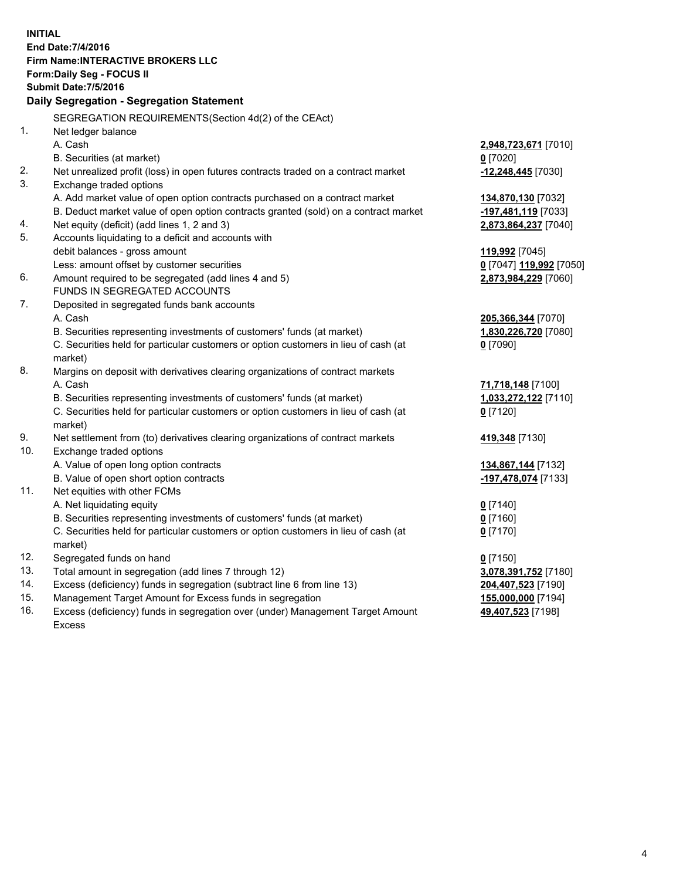**INITIAL**
**End Date:7/4/2016**
**Firm Name:INTERACTIVE BROKERS LLC**
**Form:Daily Seg - FOCUS II**
**Submit Date:7/5/2016**

## Daily Segregation - Segregation Statement

SEGREGATION REQUIREMENTS(Section 4d(2) of the CEAct)

| | | |
|---|---|---|
| 1. | Net ledger balance | |
| | A. Cash | **2,948,723,671** [7010] |
| | B. Securities (at market) | **0** [7020] |
| 2. | Net unrealized profit (loss) in open futures contracts traded on a contract market | **-12,248,445** [7030] |
| 3. | Exchange traded options | |
| | A. Add market value of open option contracts purchased on a contract market | **134,870,130** [7032] |
| | B. Deduct market value of open option contracts granted (sold) on a contract market | **-197,481,119** [7033] |
| 4. | Net equity (deficit) (add lines 1, 2 and 3) | **2,873,864,237** [7040] |
| 5. | Accounts liquidating to a deficit and accounts with debit balances - gross amount | **119,992** [7045] |
| | Less: amount offset by customer securities | **0** [7047] **119,992** [7050] |
| 6. | Amount required to be segregated (add lines 4 and 5) | **2,873,984,229** [7060] |
| | FUNDS IN SEGREGATED ACCOUNTS | |
| 7. | Deposited in segregated funds bank accounts | |
| | A. Cash | **205,366,344** [7070] |
| | B. Securities representing investments of customers' funds (at market) | **1,830,226,720** [7080] |
| | C. Securities held for particular customers or option customers in lieu of cash (at market) | **0** [7090] |
| 8. | Margins on deposit with derivatives clearing organizations of contract markets | |
| | A. Cash | **71,718,148** [7100] |
| | B. Securities representing investments of customers' funds (at market) | **1,033,272,122** [7110] |
| | C. Securities held for particular customers or option customers in lieu of cash (at market) | **0** [7120] |
| 9. | Net settlement from (to) derivatives clearing organizations of contract markets | **419,348** [7130] |
| 10. | Exchange traded options | |
| | A. Value of open long option contracts | **134,867,144** [7132] |
| | B. Value of open short option contracts | **-197,478,074** [7133] |
| 11. | Net equities with other FCMs | |
| | A. Net liquidating equity | **0** [7140] |
| | B. Securities representing investments of customers' funds (at market) | **0** [7160] |
| | C. Securities held for particular customers or option customers in lieu of cash (at market) | **0** [7170] |
| 12. | Segregated funds on hand | **0** [7150] |
| 13. | Total amount in segregation (add lines 7 through 12) | **3,078,391,752** [7180] |
| 14. | Excess (deficiency) funds in segregation (subtract line 6 from line 13) | **204,407,523** [7190] |
| 15. | Management Target Amount for Excess funds in segregation | **155,000,000** [7194] |
| 16. | Excess (deficiency) funds in segregation over (under) Management Target Amount Excess | **49,407,523** [7198] |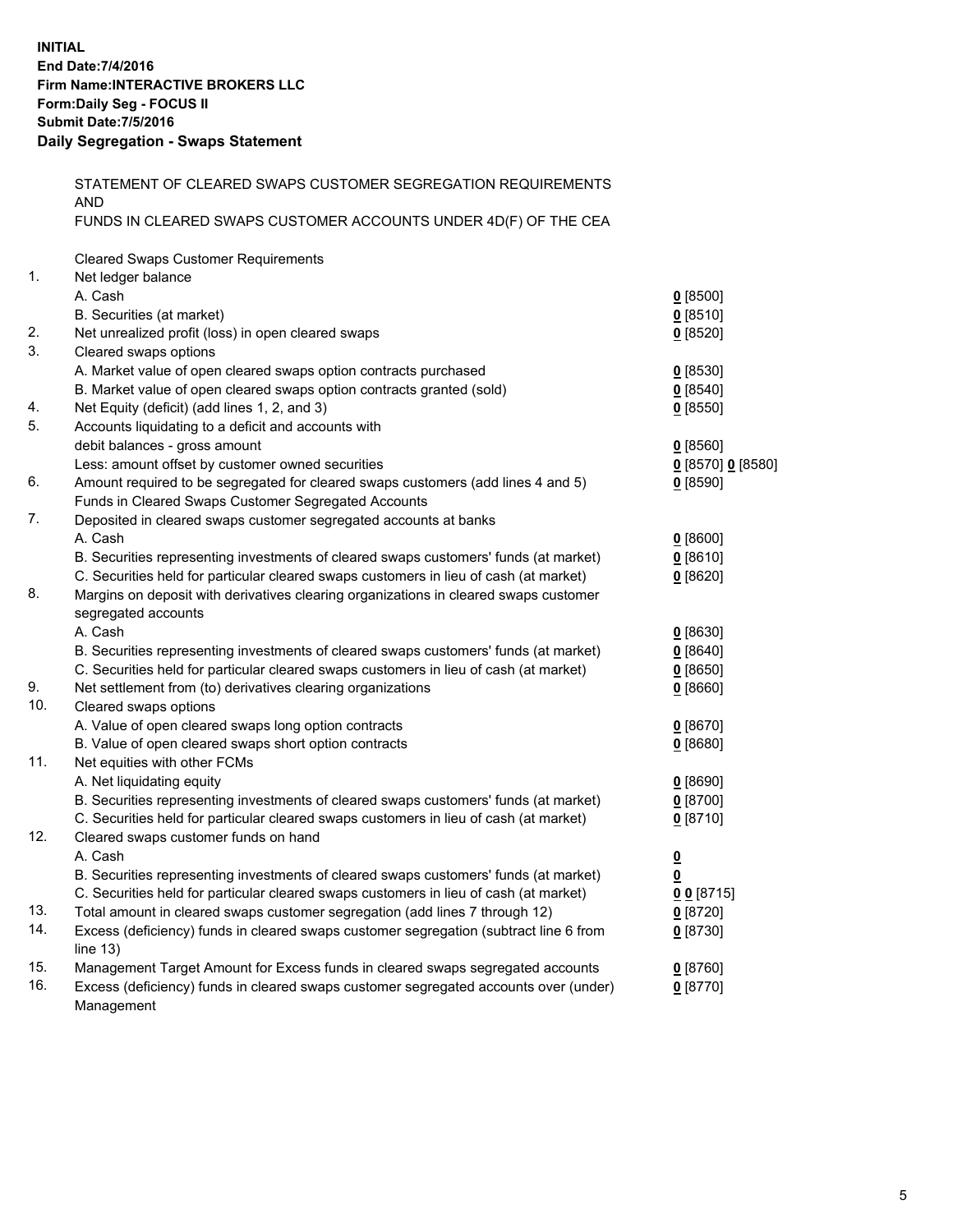**INITIAL**
**End Date:7/4/2016**
**Firm Name:INTERACTIVE BROKERS LLC**
**Form:Daily Seg - FOCUS II**
**Submit Date:7/5/2016**
**Daily Segregation - Swaps Statement**

STATEMENT OF CLEARED SWAPS CUSTOMER SEGREGATION REQUIREMENTS AND FUNDS IN CLEARED SWAPS CUSTOMER ACCOUNTS UNDER 4D(F) OF THE CEA

| | | |
|---|---|---|
| | Cleared Swaps Customer Requirements | |
| 1. | Net ledger balance | |
| | A. Cash | 0 [8500] |
| | B. Securities (at market) | 0 [8510] |
| 2. | Net unrealized profit (loss) in open cleared swaps | 0 [8520] |
| 3. | Cleared swaps options | |
| | A. Market value of open cleared swaps option contracts purchased | 0 [8530] |
| | B. Market value of open cleared swaps option contracts granted (sold) | 0 [8540] |
| 4. | Net Equity (deficit) (add lines 1, 2, and 3) | 0 [8550] |
| 5. | Accounts liquidating to a deficit and accounts with debit balances - gross amount | 0 [8560] |
| | Less: amount offset by customer owned securities | 0 [8570] 0 [8580] |
| 6. | Amount required to be segregated for cleared swaps customers (add lines 4 and 5) | 0 [8590] |
| | Funds in Cleared Swaps Customer Segregated Accounts | |
| 7. | Deposited in cleared swaps customer segregated accounts at banks | |
| | A. Cash | 0 [8600] |
| | B. Securities representing investments of cleared swaps customers' funds (at market) | 0 [8610] |
| | C. Securities held for particular cleared swaps customers in lieu of cash (at market) | 0 [8620] |
| 8. | Margins on deposit with derivatives clearing organizations in cleared swaps customer segregated accounts | |
| | A. Cash | 0 [8630] |
| | B. Securities representing investments of cleared swaps customers' funds (at market) | 0 [8640] |
| | C. Securities held for particular cleared swaps customers in lieu of cash (at market) | 0 [8650] |
| 9. | Net settlement from (to) derivatives clearing organizations | 0 [8660] |
| 10. | Cleared swaps options | |
| | A. Value of open cleared swaps long option contracts | 0 [8670] |
| | B. Value of open cleared swaps short option contracts | 0 [8680] |
| 11. | Net equities with other FCMs | |
| | A. Net liquidating equity | 0 [8690] |
| | B. Securities representing investments of cleared swaps customers' funds (at market) | 0 [8700] |
| | C. Securities held for particular cleared swaps customers in lieu of cash (at market) | 0 [8710] |
| 12. | Cleared swaps customer funds on hand | |
| | A. Cash | 0 |
| | B. Securities representing investments of cleared swaps customers' funds (at market) | 0 |
| | C. Securities held for particular cleared swaps customers in lieu of cash (at market) | 0 0 [8715] |
| 13. | Total amount in cleared swaps customer segregation (add lines 7 through 12) | 0 [8720] |
| 14. | Excess (deficiency) funds in cleared swaps customer segregation (subtract line 6 from line 13) | 0 [8730] |
| 15. | Management Target Amount for Excess funds in cleared swaps segregated accounts | 0 [8760] |
| 16. | Excess (deficiency) funds in cleared swaps customer segregated accounts over (under) Management | 0 [8770] |